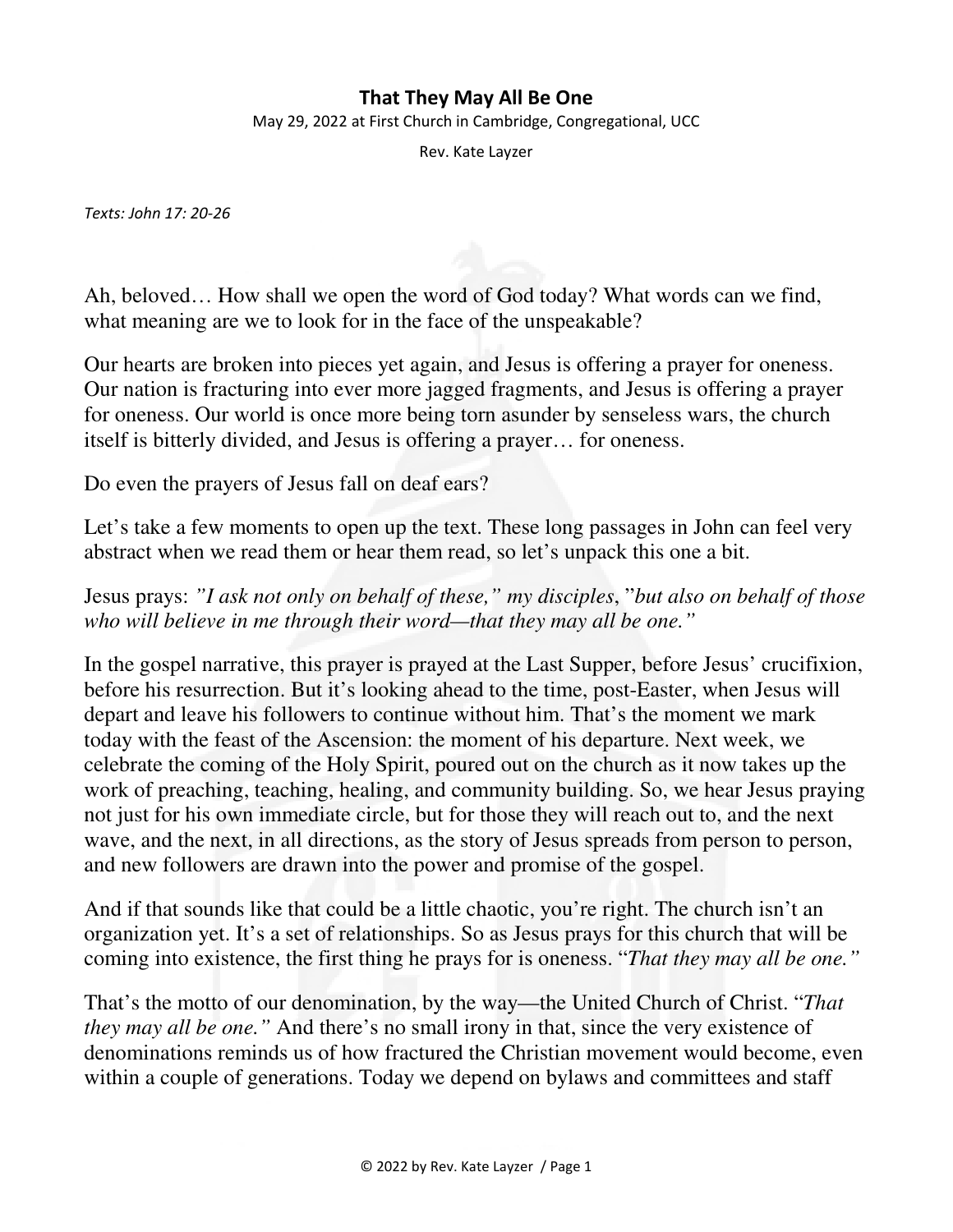# That They May All Be One

May 29, 2022 at First Church in Cambridge, Congregational, UCC

Rev. Kate Layzer

*Texts: John 17: 20-26*

Ah, beloved… How shall we open the word of God today? What words can we find, what meaning are we to look for in the face of the unspeakable?

Our hearts are broken into pieces yet again, and Jesus is offering a prayer for oneness. Our nation is fracturing into ever more jagged fragments, and Jesus is offering a prayer for oneness. Our world is once more being torn asunder by senseless wars, the church itself is bitterly divided, and Jesus is offering a prayer… for oneness.

Do even the prayers of Jesus fall on deaf ears?

Let's take a few moments to open up the text. These long passages in John can feel very abstract when we read them or hear them read, so let's unpack this one a bit.

Jesus prays: *"I ask not only on behalf of these," my disciples*, "*but also on behalf of those who will believe in me through their word—that they may all be one."*

In the gospel narrative, this prayer is prayed at the Last Supper, before Jesus' crucifixion, before his resurrection. But it's looking ahead to the time, post-Easter, when Jesus will depart and leave his followers to continue without him. That's the moment we mark today with the feast of the Ascension: the moment of his departure. Next week, we celebrate the coming of the Holy Spirit, poured out on the church as it now takes up the work of preaching, teaching, healing, and community building. So, we hear Jesus praying not just for his own immediate circle, but for those they will reach out to, and the next wave, and the next, in all directions, as the story of Jesus spreads from person to person, and new followers are drawn into the power and promise of the gospel.

And if that sounds like that could be a little chaotic, you're right. The church isn't an organization yet. It's a set of relationships. So as Jesus prays for this church that will be coming into existence, the first thing he prays for is oneness. "*That they may all be one."*

That's the motto of our denomination, by the way—the United Church of Christ. "*That they may all be one."* And there's no small irony in that, since the very existence of denominations reminds us of how fractured the Christian movement would become, even within a couple of generations. Today we depend on bylaws and committees and staff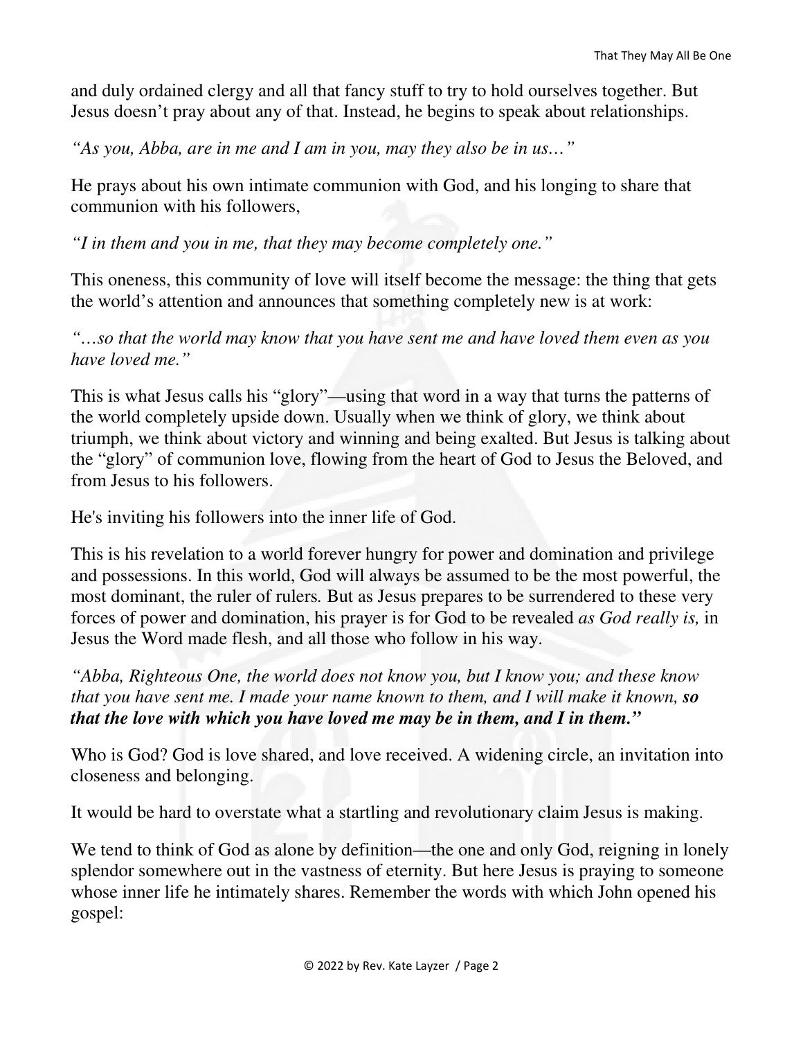and duly ordained clergy and all that fancy stuff to try to hold ourselves together. But Jesus doesn't pray about any of that. Instead, he begins to speak about relationships.

*"As you, Abba, are in me and I am in you, may they also be in us…"*

He prays about his own intimate communion with God, and his longing to share that communion with his followers,

*"I in them and you in me, that they may become completely one."*

This oneness, this community of love will itself become the message: the thing that gets the world's attention and announces that something completely new is at work:

*"…so that the world may know that you have sent me and have loved them even as you have loved me."*

This is what Jesus calls his "glory"—using that word in a way that turns the patterns of the world completely upside down. Usually when we think of glory, we think about triumph, we think about victory and winning and being exalted. But Jesus is talking about the "glory" of communion love, flowing from the heart of God to Jesus the Beloved, and from Jesus to his followers.

He's inviting his followers into the inner life of God.

This is his revelation to a world forever hungry for power and domination and privilege and possessions. In this world, God will always be assumed to be the most powerful, the most dominant, the ruler of rulers. But as Jesus prepares to be surrendered to these very forces of power and domination, his prayer is for God to be revealed *as God really is,* in Jesus the Word made flesh, and all those who follow in his way.

*"Abba, Righteous One, the world does not know you, but I know you; and these know that you have sent me. I made your name known to them, and I will make it known,* ***so that the love with which you have loved me may be in them, and I in them."***

Who is God? God is love shared, and love received. A widening circle, an invitation into closeness and belonging.

It would be hard to overstate what a startling and revolutionary claim Jesus is making.

We tend to think of God as alone by definition—the one and only God, reigning in lonely splendor somewhere out in the vastness of eternity. But here Jesus is praying to someone whose inner life he intimately shares. Remember the words with which John opened his gospel: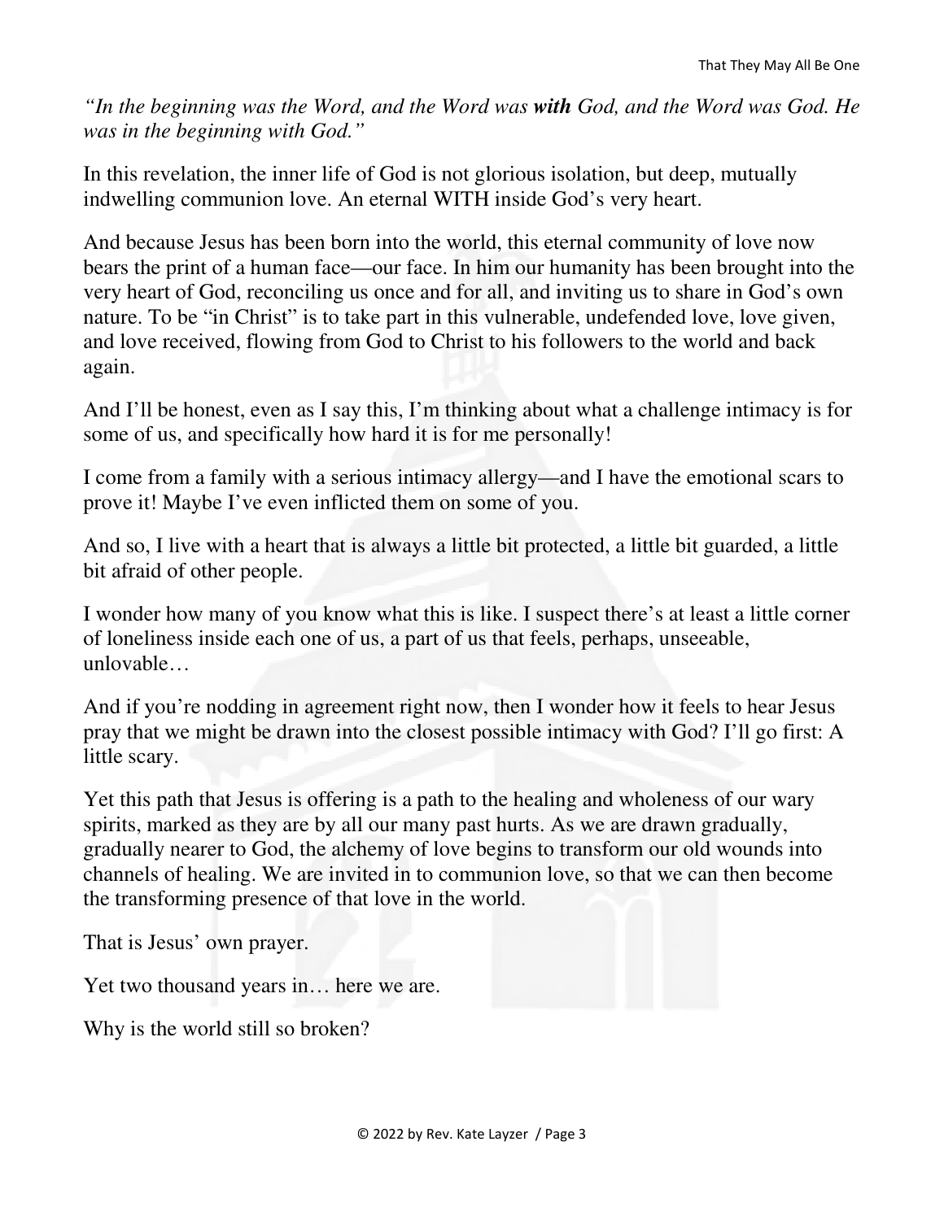*"In the beginning was the Word, and the Word was* ***with*** *God, and the Word was God. He was in the beginning with God."*

In this revelation, the inner life of God is not glorious isolation, but deep, mutually indwelling communion love. An eternal WITH inside God's very heart.

And because Jesus has been born into the world, this eternal community of love now bears the print of a human face—our face. In him our humanity has been brought into the very heart of God, reconciling us once and for all, and inviting us to share in God's own nature. To be "in Christ" is to take part in this vulnerable, undefended love, love given, and love received, flowing from God to Christ to his followers to the world and back again.

And I'll be honest, even as I say this, I'm thinking about what a challenge intimacy is for some of us, and specifically how hard it is for me personally!

I come from a family with a serious intimacy allergy—and I have the emotional scars to prove it! Maybe I've even inflicted them on some of you.

And so, I live with a heart that is always a little bit protected, a little bit guarded, a little bit afraid of other people.

I wonder how many of you know what this is like. I suspect there's at least a little corner of loneliness inside each one of us, a part of us that feels, perhaps, unseeable, unlovable…

And if you're nodding in agreement right now, then I wonder how it feels to hear Jesus pray that we might be drawn into the closest possible intimacy with God? I'll go first: A little scary.

Yet this path that Jesus is offering is a path to the healing and wholeness of our wary spirits, marked as they are by all our many past hurts. As we are drawn gradually, gradually nearer to God, the alchemy of love begins to transform our old wounds into channels of healing. We are invited in to communion love, so that we can then become the transforming presence of that love in the world.

That is Jesus' own prayer.

Yet two thousand years in… here we are.

Why is the world still so broken?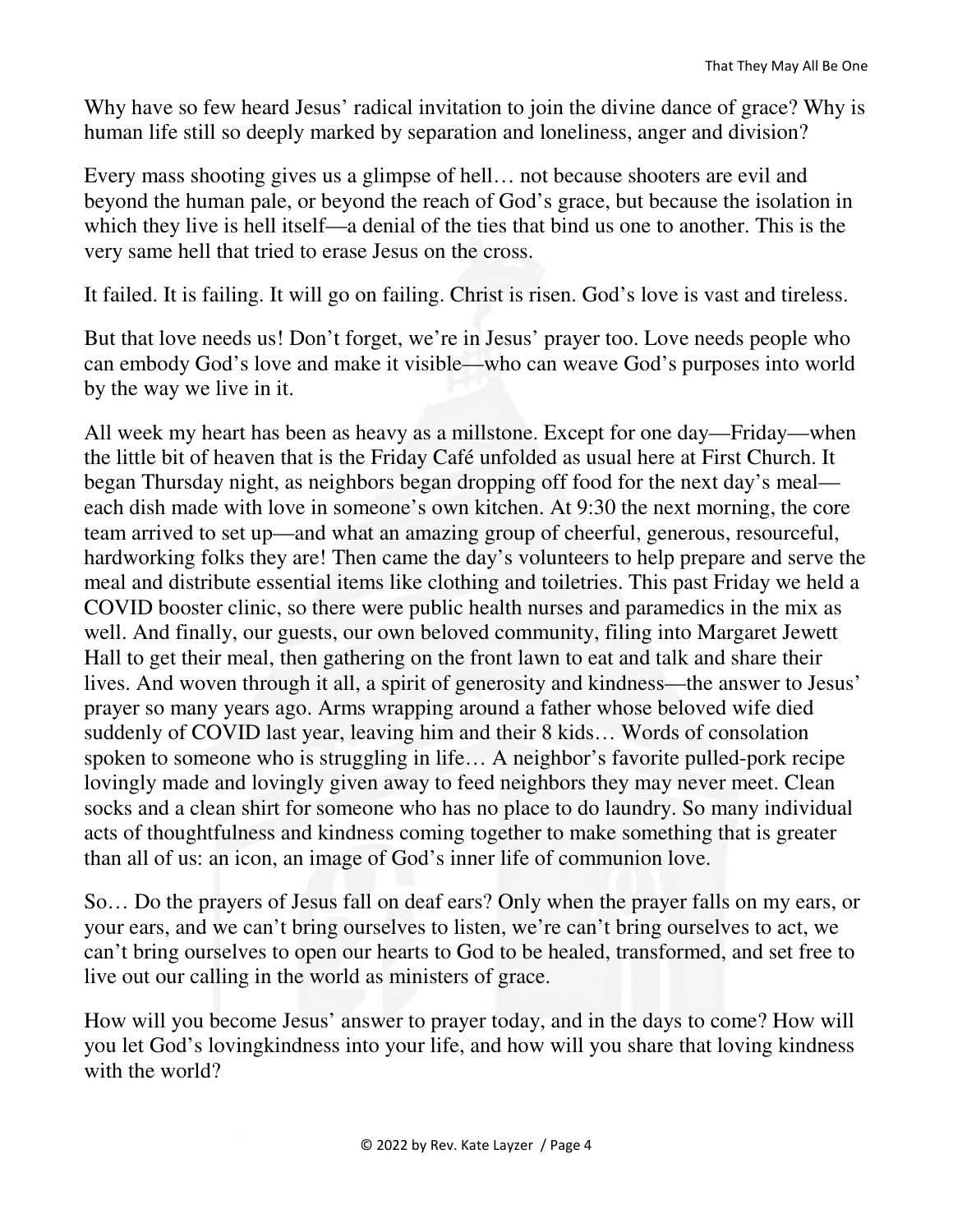Why have so few heard Jesus' radical invitation to join the divine dance of grace? Why is human life still so deeply marked by separation and loneliness, anger and division?

Every mass shooting gives us a glimpse of hell… not because shooters are evil and beyond the human pale, or beyond the reach of God's grace, but because the isolation in which they live is hell itself—a denial of the ties that bind us one to another. This is the very same hell that tried to erase Jesus on the cross.

It failed. It is failing. It will go on failing. Christ is risen. God's love is vast and tireless.

But that love needs us! Don't forget, we're in Jesus' prayer too. Love needs people who can embody God's love and make it visible—who can weave God's purposes into world by the way we live in it.

All week my heart has been as heavy as a millstone. Except for one day—Friday—when the little bit of heaven that is the Friday Café unfolded as usual here at First Church. It began Thursday night, as neighbors began dropping off food for the next day's meal—each dish made with love in someone's own kitchen. At 9:30 the next morning, the core team arrived to set up—and what an amazing group of cheerful, generous, resourceful, hardworking folks they are! Then came the day's volunteers to help prepare and serve the meal and distribute essential items like clothing and toiletries. This past Friday we held a COVID booster clinic, so there were public health nurses and paramedics in the mix as well. And finally, our guests, our own beloved community, filing into Margaret Jewett Hall to get their meal, then gathering on the front lawn to eat and talk and share their lives. And woven through it all, a spirit of generosity and kindness—the answer to Jesus' prayer so many years ago. Arms wrapping around a father whose beloved wife died suddenly of COVID last year, leaving him and their 8 kids… Words of consolation spoken to someone who is struggling in life… A neighbor's favorite pulled-pork recipe lovingly made and lovingly given away to feed neighbors they may never meet. Clean socks and a clean shirt for someone who has no place to do laundry. So many individual acts of thoughtfulness and kindness coming together to make something that is greater than all of us: an icon, an image of God's inner life of communion love.

So… Do the prayers of Jesus fall on deaf ears? Only when the prayer falls on my ears, or your ears, and we can't bring ourselves to listen, we're can't bring ourselves to act, we can't bring ourselves to open our hearts to God to be healed, transformed, and set free to live out our calling in the world as ministers of grace.

How will you become Jesus' answer to prayer today, and in the days to come? How will you let God's lovingkindness into your life, and how will you share that loving kindness with the world?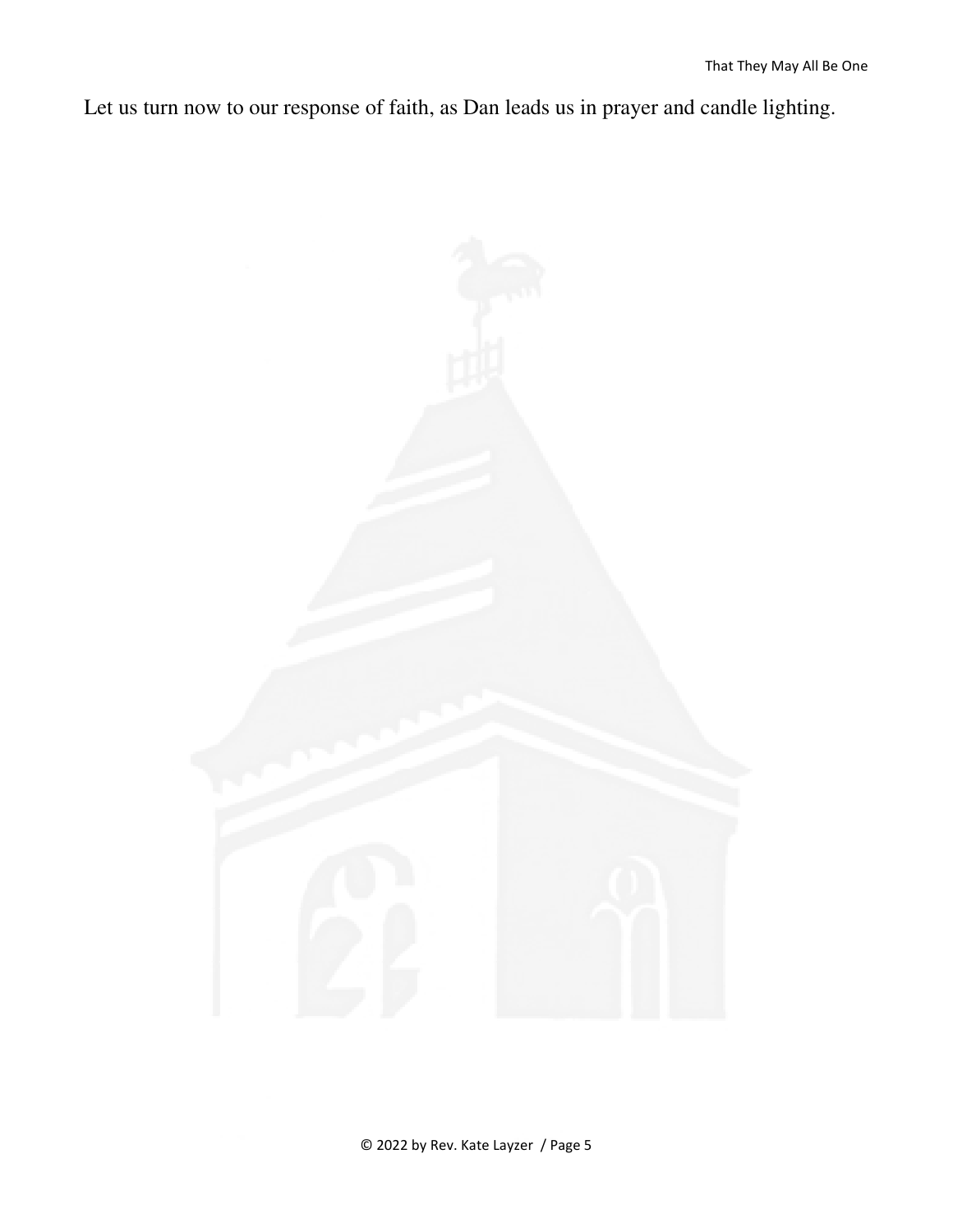Let us turn now to our response of faith, as Dan leads us in prayer and candle lighting.